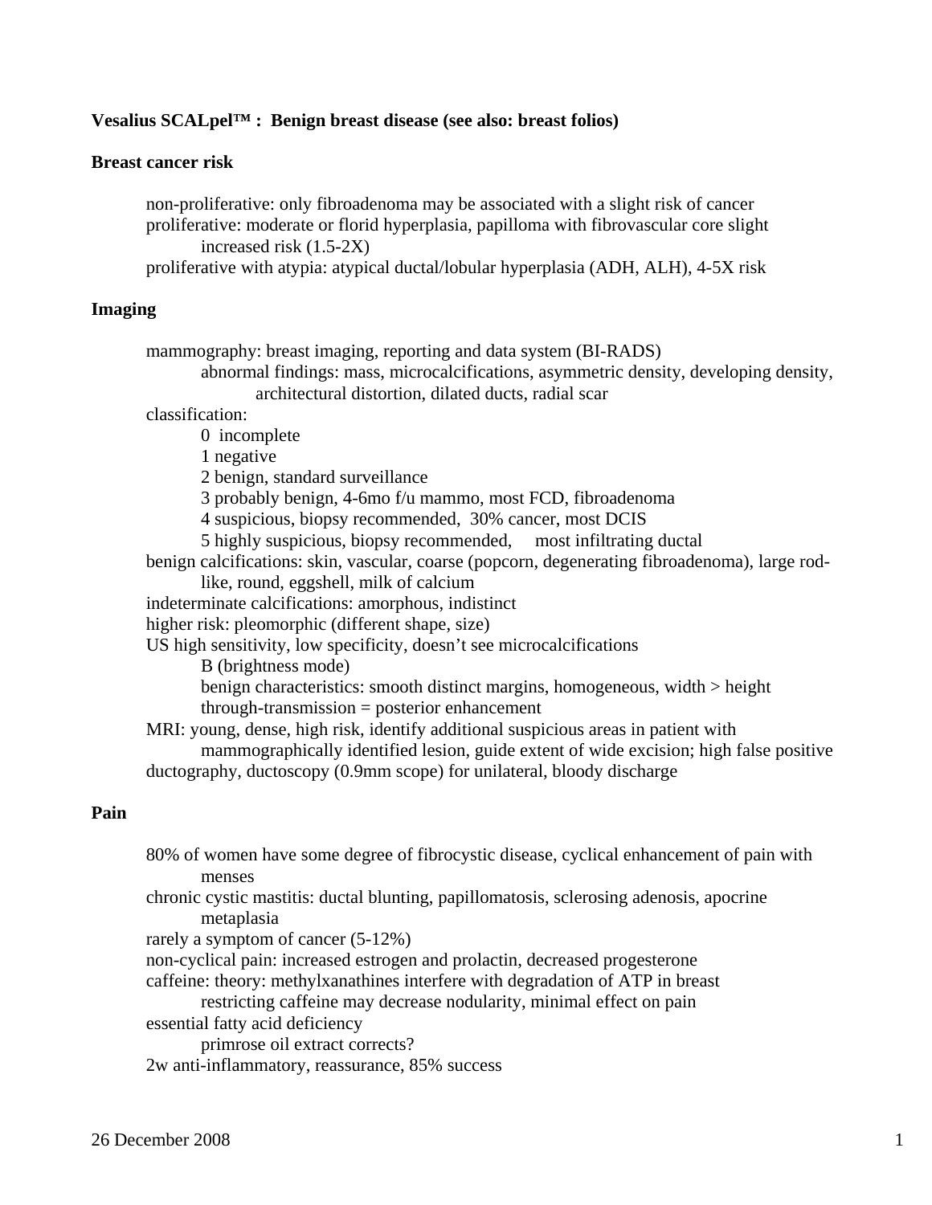**Vesalius SCALpel™ : Benign breast disease (see also: breast folios)**

**Breast cancer risk**

- non-proliferative: only fibroadenoma may be associated with a slight risk of cancer
- proliferative: moderate or florid hyperplasia, papilloma with fibrovascular core slight increased risk (1.5-2X)
- proliferative with atypia: atypical ductal/lobular hyperplasia (ADH, ALH), 4-5X risk

**Imaging**

- mammography: breast imaging, reporting and data system (BI-RADS)
    - abnormal findings: mass, microcalcifications, asymmetric density, developing density, architectural distortion, dilated ducts, radial scar
- classification:
    - 0 incomplete
    - 1 negative
    - 2 benign, standard surveillance
    - 3 probably benign, 4-6mo f/u mammo, most FCD, fibroadenoma
    - 4 suspicious, biopsy recommended, 30% cancer, most DCIS
    - 5 highly suspicious, biopsy recommended, most infiltrating ductal
- benign calcifications: skin, vascular, coarse (popcorn, degenerating fibroadenoma), large rod-like, round, eggshell, milk of calcium
- indeterminate calcifications: amorphous, indistinct
- higher risk: pleomorphic (different shape, size)
- US high sensitivity, low specificity, doesn't see microcalcifications
    - B (brightness mode)
    - benign characteristics: smooth distinct margins, homogeneous, width > height
    - through-transmission = posterior enhancement
- MRI: young, dense, high risk, identify additional suspicious areas in patient with mammographically identified lesion, guide extent of wide excision; high false positive
- ductography, ductoscopy (0.9mm scope) for unilateral, bloody discharge

**Pain**

- 80% of women have some degree of fibrocystic disease, cyclical enhancement of pain with menses
- chronic cystic mastitis: ductal blunting, papillomatosis, sclerosing adenosis, apocrine metaplasia
- rarely a symptom of cancer (5-12%)
- non-cyclical pain: increased estrogen and prolactin, decreased progesterone
- caffeine: theory: methylxanathines interfere with degradation of ATP in breast
    - restricting caffeine may decrease nodularity, minimal effect on pain
- essential fatty acid deficiency
    - primrose oil extract corrects?
- 2w anti-inflammatory, reassurance, 85% success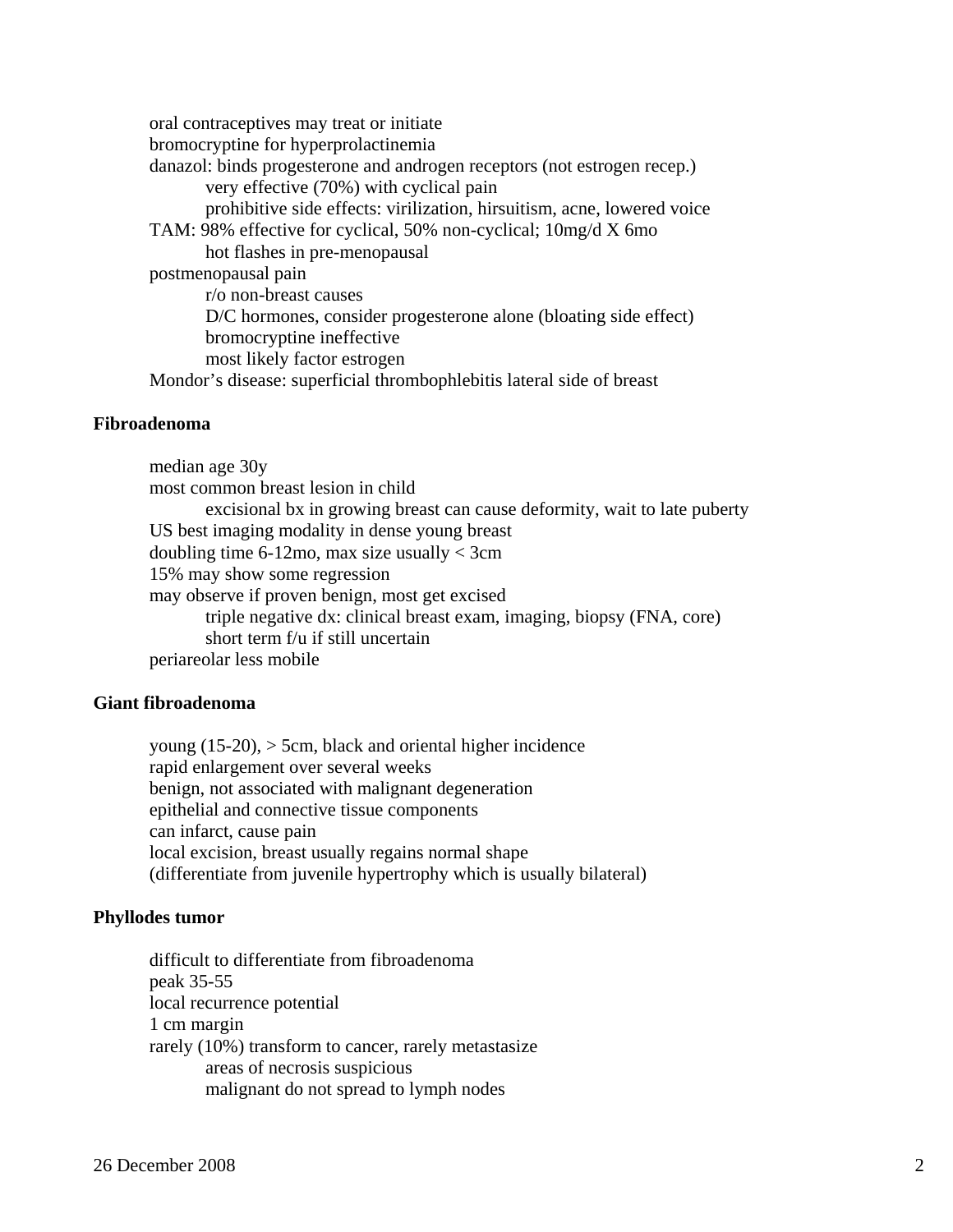- oral contraceptives may treat or initiate
- bromocryptine for hyperprolactinemia
- danazol: binds progesterone and androgen receptors (not estrogen recep.)
  - very effective (70%) with cyclical pain
  - prohibitive side effects: virilization, hirsuitism, acne, lowered voice
- TAM: 98% effective for cyclical, 50% non-cyclical; 10mg/d X 6mo
  - hot flashes in pre-menopausal
- postmenopausal pain
  - r/o non-breast causes
  - D/C hormones, consider progesterone alone (bloating side effect)
  - bromocryptine ineffective
  - most likely factor estrogen
- Mondor's disease: superficial thrombophlebitis lateral side of breast

**Fibroadenoma**

- median age 30y
- most common breast lesion in child
  - excisional bx in growing breast can cause deformity, wait to late puberty
- US best imaging modality in dense young breast
- doubling time 6-12mo, max size usually < 3cm
- 15% may show some regression
- may observe if proven benign, most get excised
  - triple negative dx: clinical breast exam, imaging, biopsy (FNA, core)
  - short term f/u if still uncertain
- periareolar less mobile

**Giant fibroadenoma**

- young (15-20), > 5cm, black and oriental higher incidence
- rapid enlargement over several weeks
- benign, not associated with malignant degeneration
- epithelial and connective tissue components
- can infarct, cause pain
- local excision, breast usually regains normal shape
- (differentiate from juvenile hypertrophy which is usually bilateral)

**Phyllodes tumor**

- difficult to differentiate from fibroadenoma
- peak 35-55
- local recurrence potential
- 1 cm margin
- rarely (10%) transform to cancer, rarely metastasize
  - areas of necrosis suspicious
  - malignant do not spread to lymph nodes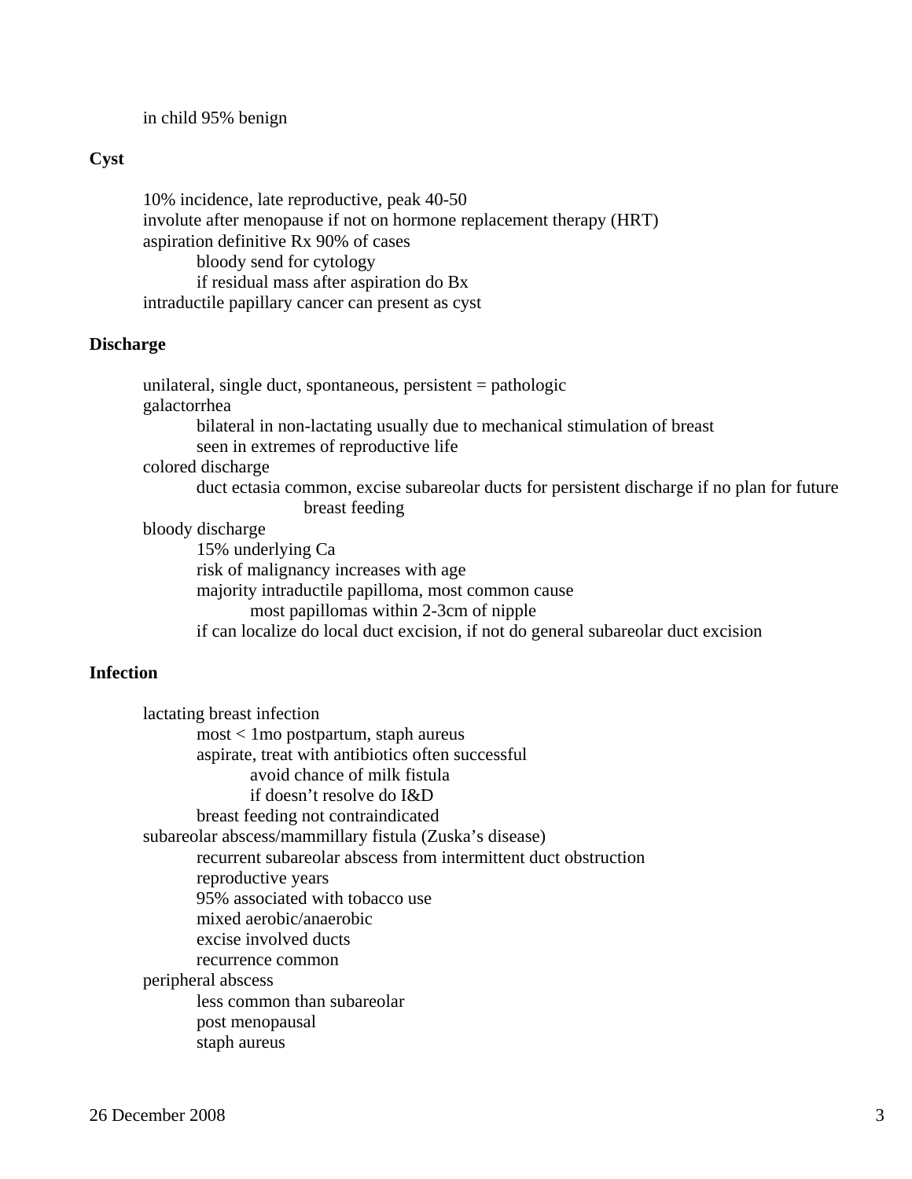in child 95% benign

**Cyst**

- 10% incidence, late reproductive, peak 40-50
- involute after menopause if not on hormone replacement therapy (HRT)
- aspiration definitive Rx 90% of cases
  - bloody send for cytology
  - if residual mass after aspiration do Bx
- intraductile papillary cancer can present as cyst

**Discharge**

- unilateral, single duct, spontaneous, persistent = pathologic
- galactorrhea
  - bilateral in non-lactating usually due to mechanical stimulation of breast
  - seen in extremes of reproductive life
- colored discharge
  - duct ectasia common, excise subareolar ducts for persistent discharge if no plan for future breast feeding
- bloody discharge
  - 15% underlying Ca
  - risk of malignancy increases with age
  - majority intraductile papilloma, most common cause
    - most papillomas within 2-3cm of nipple
  - if can localize do local duct excision, if not do general subareolar duct excision

**Infection**

- lactating breast infection
  - most < 1mo postpartum, staph aureus
  - aspirate, treat with antibiotics often successful
    - avoid chance of milk fistula
    - if doesn't resolve do I&D
  - breast feeding not contraindicated
- subareolar abscess/mammillary fistula (Zuska's disease)
  - recurrent subareolar abscess from intermittent duct obstruction
  - reproductive years
  - 95% associated with tobacco use
  - mixed aerobic/anaerobic
  - excise involved ducts
  - recurrence common
- peripheral abscess
  - less common than subareolar
  - post menopausal
  - staph aureus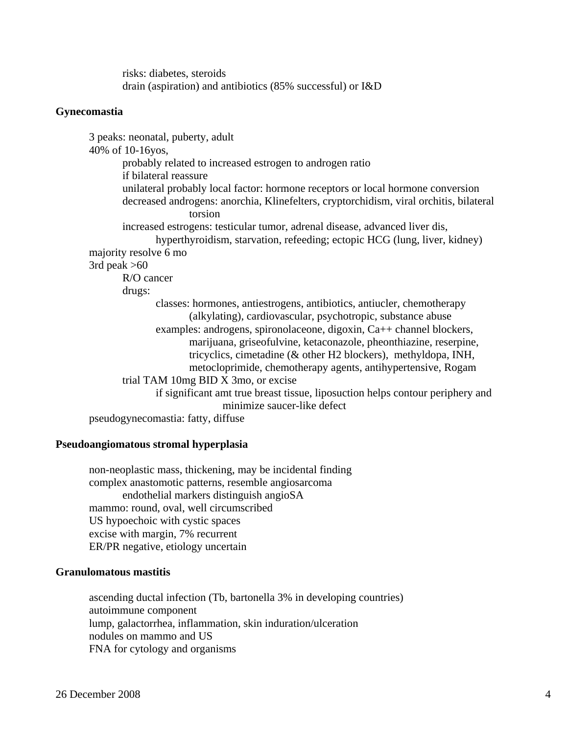- risks: diabetes, steroids
- drain (aspiration) and antibiotics (85% successful) or I&D

**Gynecomastia**

- 3 peaks: neonatal, puberty, adult
- 40% of 10-16yos,
  - probably related to increased estrogen to androgen ratio
  - if bilateral reassure
  - unilateral probably local factor: hormone receptors or local hormone conversion
  - decreased androgens: anorchia, Klinefelters, cryptorchidism, viral orchitis, bilateral torsion
  - increased estrogens: testicular tumor, adrenal disease, advanced liver dis, hyperthyroidism, starvation, refeeding; ectopic HCG (lung, liver, kidney)
- majority resolve 6 mo
- 3rd peak >60
  - R/O cancer
  - drugs:
    - classes: hormones, antiestrogens, antibiotics, antiucler, chemotherapy (alkylating), cardiovascular, psychotropic, substance abuse
    - examples: androgens, spironolaceone, digoxin, Ca++ channel blockers, marijuana, griseofulvine, ketaconazole, pheonthiazine, reserpine, tricyclics, cimetadine (& other H2 blockers), methyldopa, INH, metocloprimide, chemotherapy agents, antihypertensive, Rogam
  - trial TAM 10mg BID X 3mo, or excise
    - if significant amt true breast tissue, liposuction helps contour periphery and minimize saucer-like defect
- pseudogynecomastia: fatty, diffuse

**Pseudoangiomatous stromal hyperplasia**

- non-neoplastic mass, thickening, may be incidental finding
- complex anastomotic patterns, resemble angiosarcoma
  - endothelial markers distinguish angioSA
- mammo: round, oval, well circumscribed
- US hypoechoic with cystic spaces
- excise with margin, 7% recurrent
- ER/PR negative, etiology uncertain

**Granulomatous mastitis**

- ascending ductal infection (Tb, bartonella 3% in developing countries)
- autoimmune component
- lump, galactorrhea, inflammation, skin induration/ulceration
- nodules on mammo and US
- FNA for cytology and organisms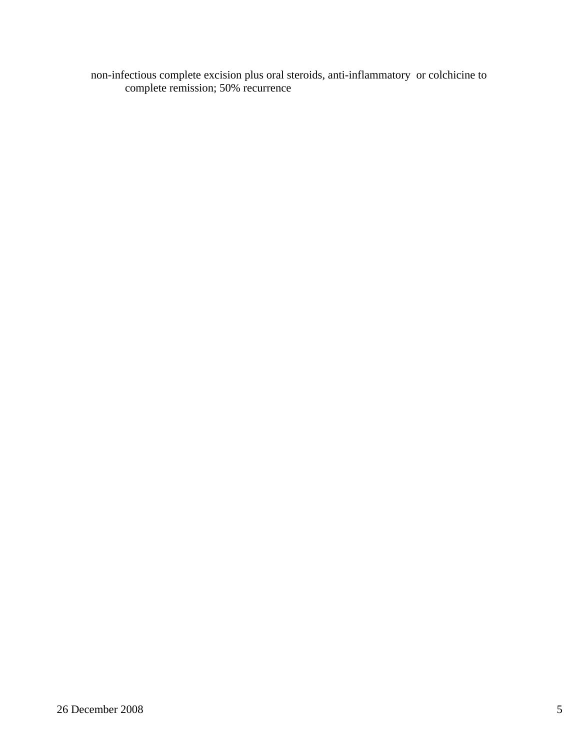non-infectious complete excision plus oral steroids, anti-inflammatory or colchicine to complete remission; 50% recurrence